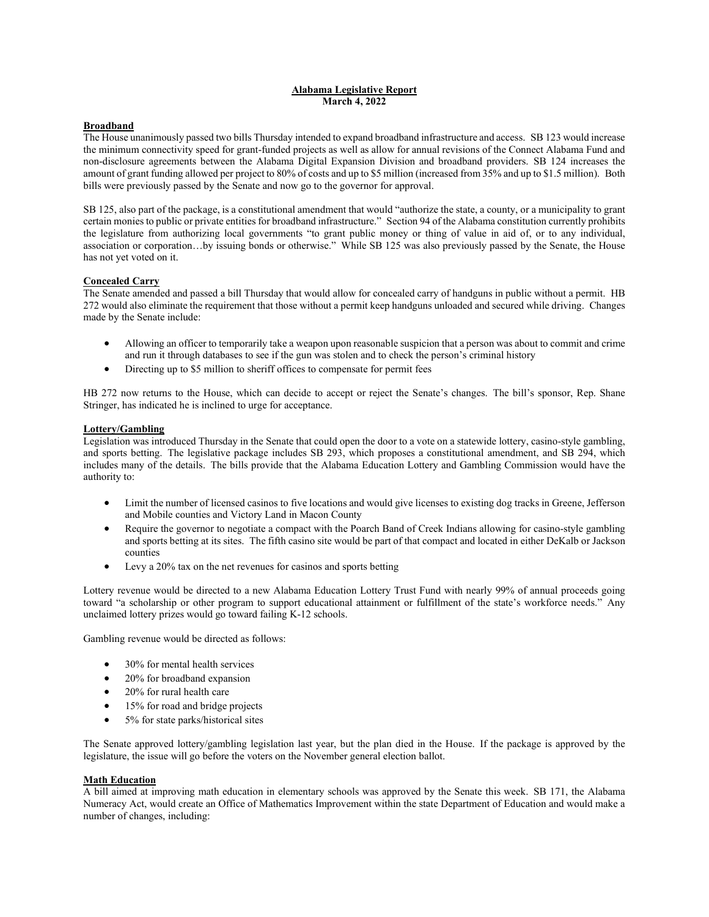# Alabama Legislative Report

**March 4, 2022**

## Broadband

The House unanimously passed two bills Thursday intended to expand broadband infrastructure and access. SB 123 would increase the minimum connectivity speed for grant-funded projects as well as allow for annual revisions of the Connect Alabama Fund and non-disclosure agreements between the Alabama Digital Expansion Division and broadband providers. SB 124 increases the amount of grant funding allowed per project to 80% of costs and up to $5 million (increased from 35% and up to $1.5 million). Both bills were previously passed by the Senate and now go to the governor for approval.

SB 125, also part of the package, is a constitutional amendment that would "authorize the state, a county, or a municipality to grant certain monies to public or private entities for broadband infrastructure." Section 94 of the Alabama constitution currently prohibits the legislature from authorizing local governments "to grant public money or thing of value in aid of, or to any individual, association or corporation…by issuing bonds or otherwise." While SB 125 was also previously passed by the Senate, the House has not yet voted on it.

## Concealed Carry

The Senate amended and passed a bill Thursday that would allow for concealed carry of handguns in public without a permit. HB 272 would also eliminate the requirement that those without a permit keep handguns unloaded and secured while driving. Changes made by the Senate include:

- Allowing an officer to temporarily take a weapon upon reasonable suspicion that a person was about to commit and crime and run it through databases to see if the gun was stolen and to check the person's criminal history
- Directing up to $5 million to sheriff offices to compensate for permit fees

HB 272 now returns to the House, which can decide to accept or reject the Senate's changes. The bill's sponsor, Rep. Shane Stringer, has indicated he is inclined to urge for acceptance.

## Lottery/Gambling

Legislation was introduced Thursday in the Senate that could open the door to a vote on a statewide lottery, casino-style gambling, and sports betting. The legislative package includes SB 293, which proposes a constitutional amendment, and SB 294, which includes many of the details. The bills provide that the Alabama Education Lottery and Gambling Commission would have the authority to:

- Limit the number of licensed casinos to five locations and would give licenses to existing dog tracks in Greene, Jefferson and Mobile counties and Victory Land in Macon County
- Require the governor to negotiate a compact with the Poarch Band of Creek Indians allowing for casino-style gambling and sports betting at its sites. The fifth casino site would be part of that compact and located in either DeKalb or Jackson counties
- Levy a 20% tax on the net revenues for casinos and sports betting

Lottery revenue would be directed to a new Alabama Education Lottery Trust Fund with nearly 99% of annual proceeds going toward "a scholarship or other program to support educational attainment or fulfillment of the state's workforce needs." Any unclaimed lottery prizes would go toward failing K-12 schools.

Gambling revenue would be directed as follows:

- 30% for mental health services
- 20% for broadband expansion
- 20% for rural health care
- 15% for road and bridge projects
- 5% for state parks/historical sites

The Senate approved lottery/gambling legislation last year, but the plan died in the House. If the package is approved by the legislature, the issue will go before the voters on the November general election ballot.

## Math Education

A bill aimed at improving math education in elementary schools was approved by the Senate this week. SB 171, the Alabama Numeracy Act, would create an Office of Mathematics Improvement within the state Department of Education and would make a number of changes, including: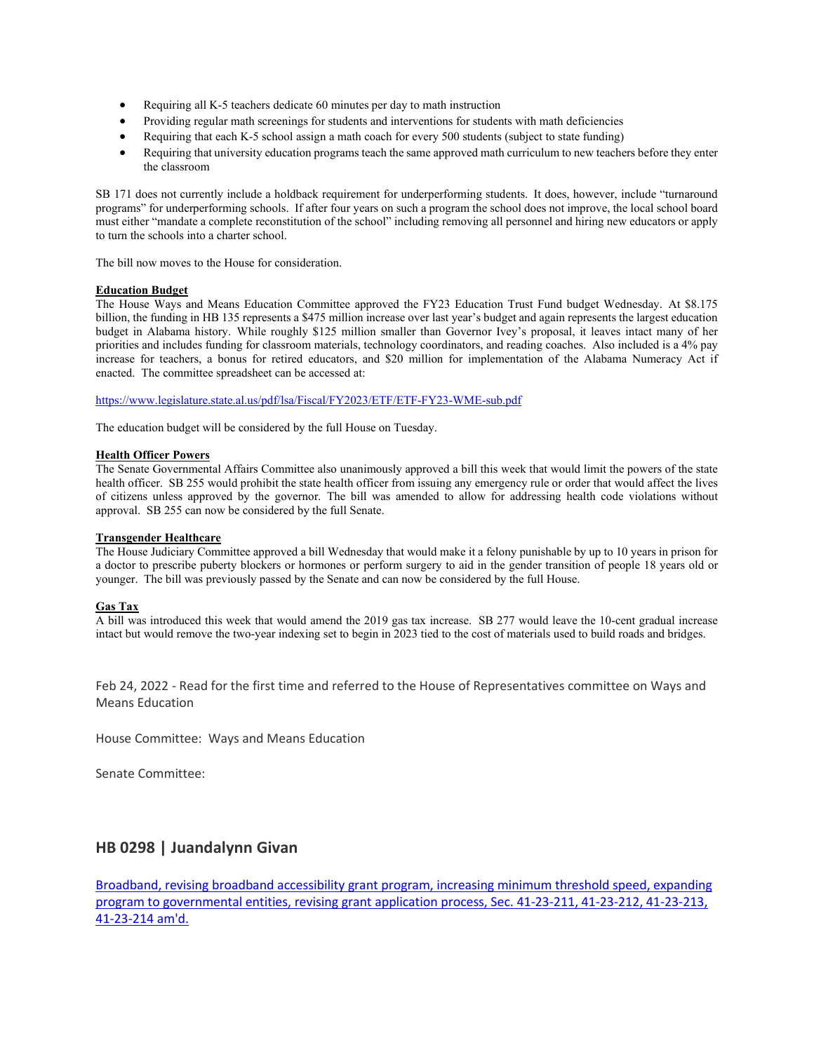- Requiring all K-5 teachers dedicate 60 minutes per day to math instruction
- Providing regular math screenings for students and interventions for students with math deficiencies
- Requiring that each K-5 school assign a math coach for every 500 students (subject to state funding)
- Requiring that university education programs teach the same approved math curriculum to new teachers before they enter the classroom

SB 171 does not currently include a holdback requirement for underperforming students. It does, however, include "turnaround programs" for underperforming schools. If after four years on such a program the school does not improve, the local school board must either "mandate a complete reconstitution of the school" including removing all personnel and hiring new educators or apply to turn the schools into a charter school.

The bill now moves to the House for consideration.

**Education Budget**
The House Ways and Means Education Committee approved the FY23 Education Trust Fund budget Wednesday. At $8.175 billion, the funding in HB 135 represents a $475 million increase over last year's budget and again represents the largest education budget in Alabama history. While roughly $125 million smaller than Governor Ivey's proposal, it leaves intact many of her priorities and includes funding for classroom materials, technology coordinators, and reading coaches. Also included is a 4% pay increase for teachers, a bonus for retired educators, and $20 million for implementation of the Alabama Numeracy Act if enacted. The committee spreadsheet can be accessed at:

https://www.legislature.state.al.us/pdf/lsa/Fiscal/FY2023/ETF/ETF-FY23-WME-sub.pdf

The education budget will be considered by the full House on Tuesday.

**Health Officer Powers**
The Senate Governmental Affairs Committee also unanimously approved a bill this week that would limit the powers of the state health officer. SB 255 would prohibit the state health officer from issuing any emergency rule or order that would affect the lives of citizens unless approved by the governor. The bill was amended to allow for addressing health code violations without approval. SB 255 can now be considered by the full Senate.

**Transgender Healthcare**
The House Judiciary Committee approved a bill Wednesday that would make it a felony punishable by up to 10 years in prison for a doctor to prescribe puberty blockers or hormones or perform surgery to aid in the gender transition of people 18 years old or younger. The bill was previously passed by the Senate and can now be considered by the full House.

**Gas Tax**
A bill was introduced this week that would amend the 2019 gas tax increase. SB 277 would leave the 10-cent gradual increase intact but would remove the two-year indexing set to begin in 2023 tied to the cost of materials used to build roads and bridges.

Feb 24, 2022 - Read for the first time and referred to the House of Representatives committee on Ways and Means Education

House Committee: Ways and Means Education

Senate Committee:

## HB 0298 | Juandalynn Givan

Broadband, revising broadband accessibility grant program, increasing minimum threshold speed, expanding program to governmental entities, revising grant application process, Sec. 41-23-211, 41-23-212, 41-23-213, 41-23-214 am'd.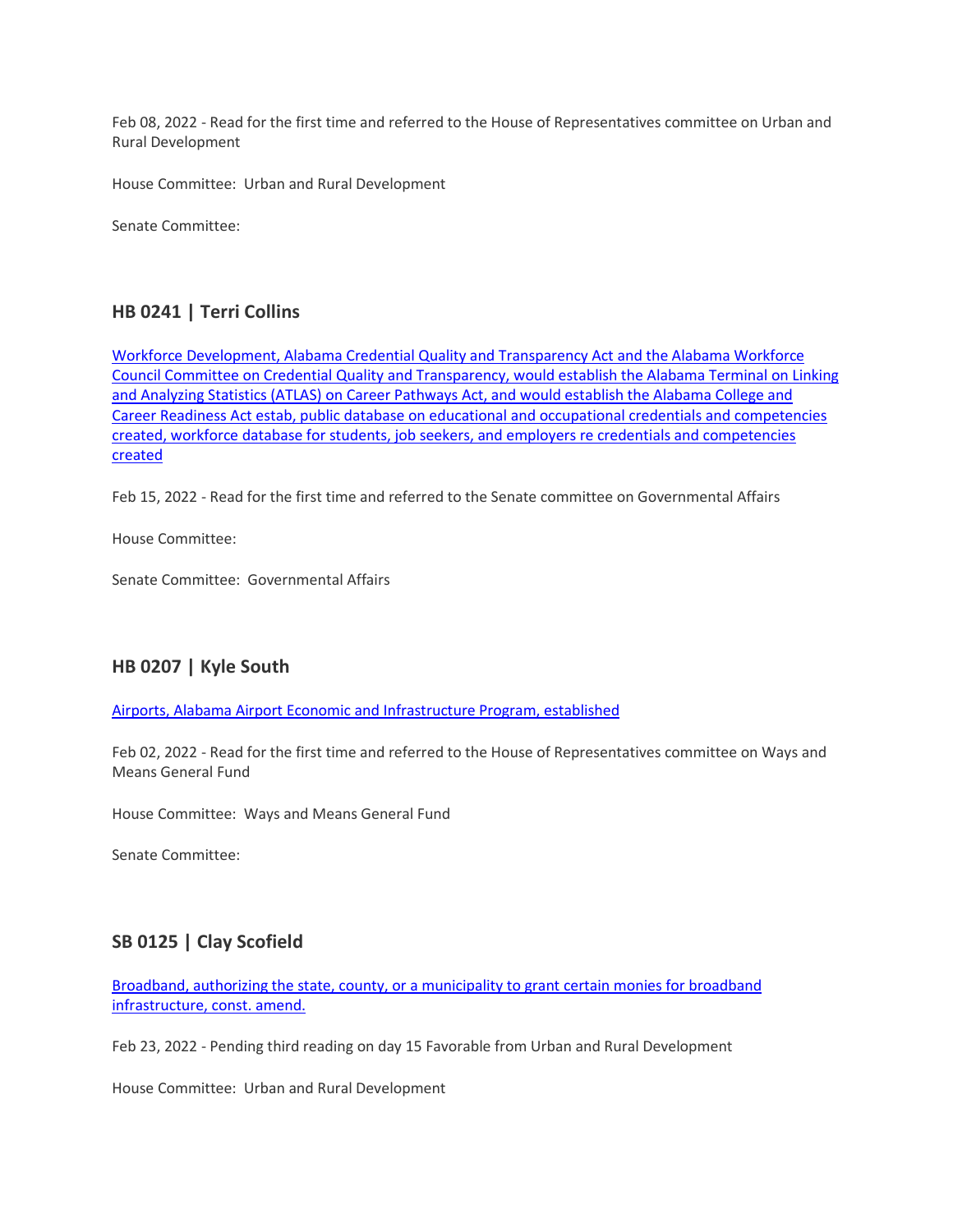Feb 08, 2022 - Read for the first time and referred to the House of Representatives committee on Urban and Rural Development

House Committee: Urban and Rural Development

Senate Committee:

### HB 0241 | Terri Collins

Workforce Development, Alabama Credential Quality and Transparency Act and the Alabama Workforce Council Committee on Credential Quality and Transparency, would establish the Alabama Terminal on Linking and Analyzing Statistics (ATLAS) on Career Pathways Act, and would establish the Alabama College and Career Readiness Act estab, public database on educational and occupational credentials and competencies created, workforce database for students, job seekers, and employers re credentials and competencies created

Feb 15, 2022 - Read for the first time and referred to the Senate committee on Governmental Affairs

House Committee:

Senate Committee: Governmental Affairs

### HB 0207 | Kyle South

Airports, Alabama Airport Economic and Infrastructure Program, established

Feb 02, 2022 - Read for the first time and referred to the House of Representatives committee on Ways and Means General Fund

House Committee: Ways and Means General Fund

Senate Committee:

### SB 0125 | Clay Scofield

Broadband, authorizing the state, county, or a municipality to grant certain monies for broadband infrastructure, const. amend.

Feb 23, 2022 - Pending third reading on day 15 Favorable from Urban and Rural Development

House Committee: Urban and Rural Development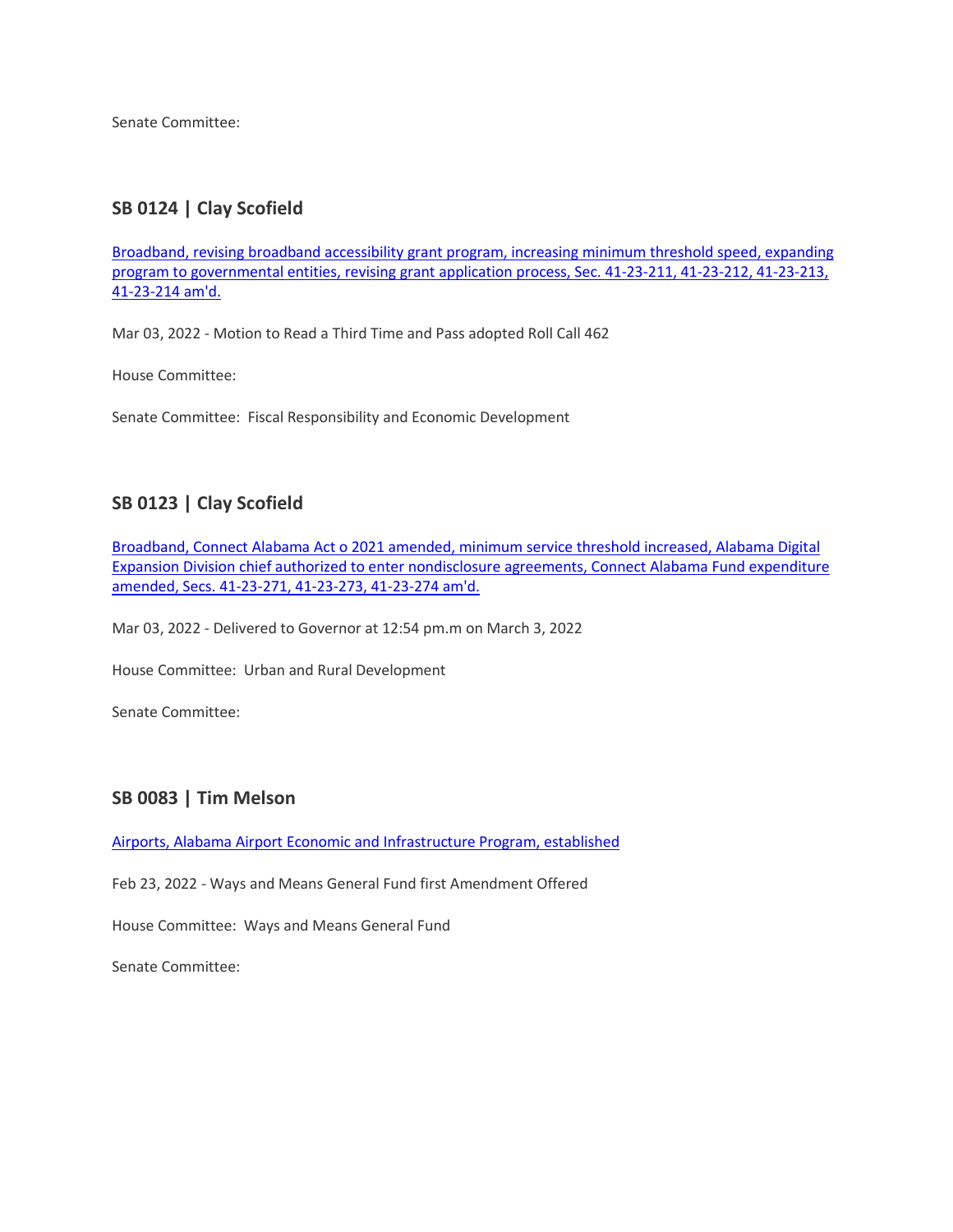Senate Committee:

## SB 0124 | Clay Scofield

Broadband, revising broadband accessibility grant program, increasing minimum threshold speed, expanding program to governmental entities, revising grant application process, Sec. 41-23-211, 41-23-212, 41-23-213, 41-23-214 am'd.

Mar 03, 2022 - Motion to Read a Third Time and Pass adopted Roll Call 462

House Committee:

Senate Committee: Fiscal Responsibility and Economic Development

## SB 0123 | Clay Scofield

Broadband, Connect Alabama Act o 2021 amended, minimum service threshold increased, Alabama Digital Expansion Division chief authorized to enter nondisclosure agreements, Connect Alabama Fund expenditure amended, Secs. 41-23-271, 41-23-273, 41-23-274 am'd.

Mar 03, 2022 - Delivered to Governor at 12:54 pm.m on March 3, 2022

House Committee: Urban and Rural Development

Senate Committee:

## SB 0083 | Tim Melson

Airports, Alabama Airport Economic and Infrastructure Program, established

Feb 23, 2022 - Ways and Means General Fund first Amendment Offered

House Committee: Ways and Means General Fund

Senate Committee: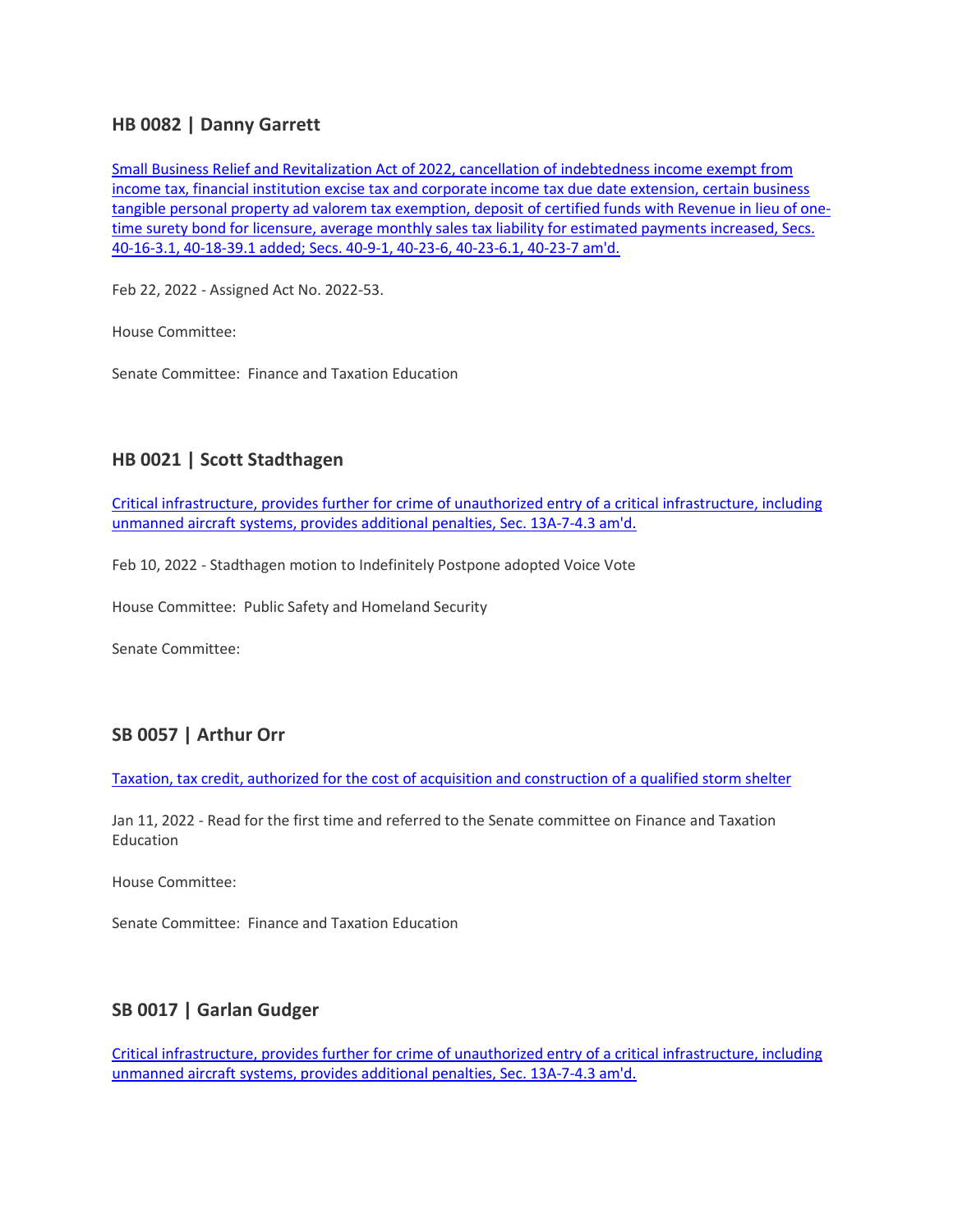### HB 0082 | Danny Garrett

Small Business Relief and Revitalization Act of 2022, cancellation of indebtedness income exempt from income tax, financial institution excise tax and corporate income tax due date extension, certain business tangible personal property ad valorem tax exemption, deposit of certified funds with Revenue in lieu of one-time surety bond for licensure, average monthly sales tax liability for estimated payments increased, Secs. 40-16-3.1, 40-18-39.1 added; Secs. 40-9-1, 40-23-6, 40-23-6.1, 40-23-7 am'd.

Feb 22, 2022 - Assigned Act No. 2022-53.

House Committee:

Senate Committee: Finance and Taxation Education

### HB 0021 | Scott Stadthagen

Critical infrastructure, provides further for crime of unauthorized entry of a critical infrastructure, including unmanned aircraft systems, provides additional penalties, Sec. 13A-7-4.3 am'd.

Feb 10, 2022 - Stadthagen motion to Indefinitely Postpone adopted Voice Vote

House Committee: Public Safety and Homeland Security

Senate Committee:

### SB 0057 | Arthur Orr

Taxation, tax credit, authorized for the cost of acquisition and construction of a qualified storm shelter

Jan 11, 2022 - Read for the first time and referred to the Senate committee on Finance and Taxation Education

House Committee:

Senate Committee: Finance and Taxation Education

### SB 0017 | Garlan Gudger

Critical infrastructure, provides further for crime of unauthorized entry of a critical infrastructure, including unmanned aircraft systems, provides additional penalties, Sec. 13A-7-4.3 am'd.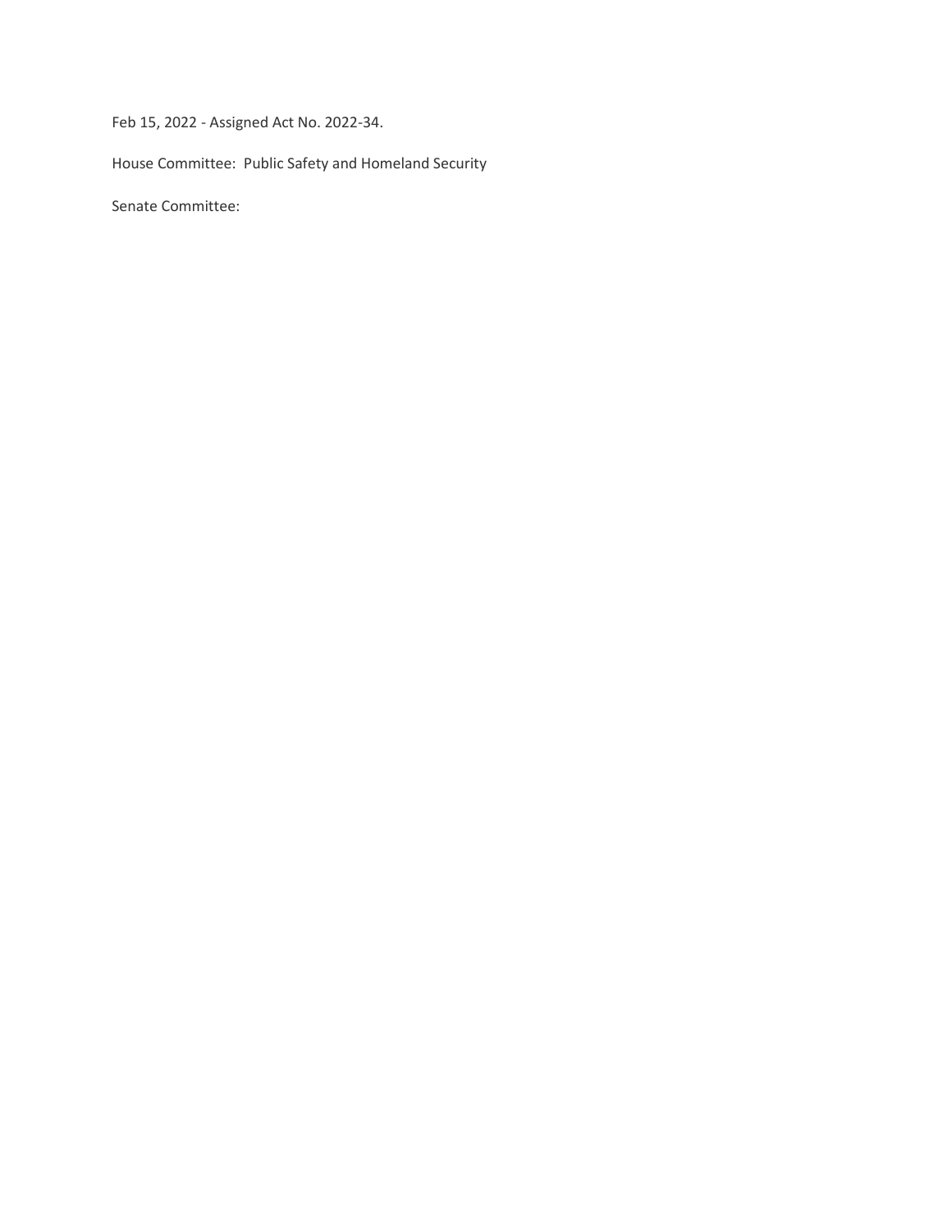Feb 15, 2022 - Assigned Act No. 2022-34.

House Committee:  Public Safety and Homeland Security

Senate Committee: